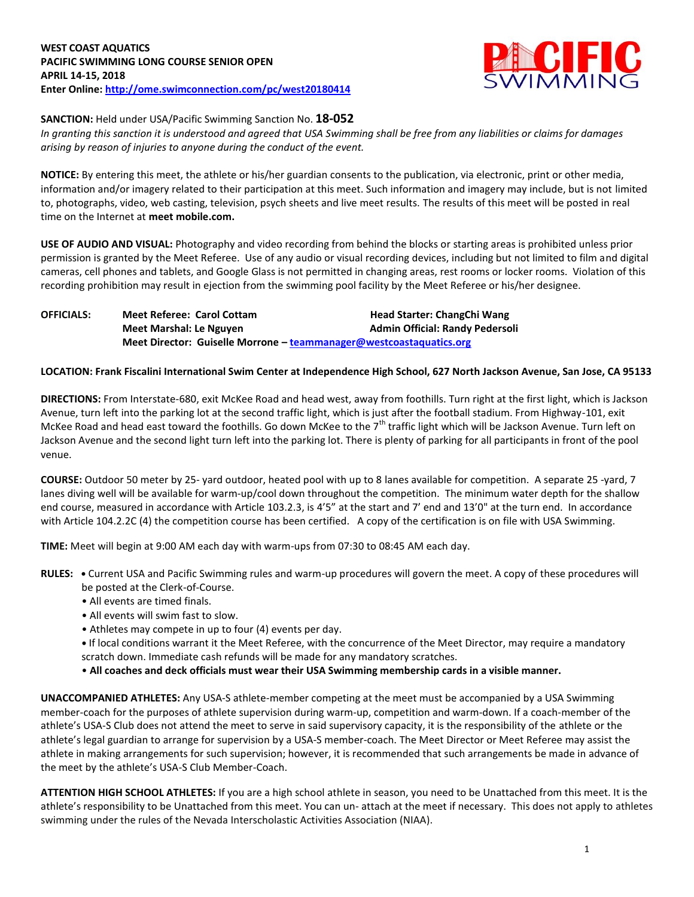**WEST COAST AQUATICS**
**PACIFIC SWIMMING LONG COURSE SENIOR OPEN**
**APRIL 14-15, 2018**
**Enter Online: http://ome.swimconnection.com/pc/west20180414**

**SANCTION:** Held under USA/Pacific Swimming Sanction No. **18-052**
*In granting this sanction it is understood and agreed that USA Swimming shall be free from any liabilities or claims for damages arising by reason of injuries to anyone during the conduct of the event.*

**NOTICE:** By entering this meet, the athlete or his/her guardian consents to the publication, via electronic, print or other media, information and/or imagery related to their participation at this meet. Such information and imagery may include, but is not limited to, photographs, video, web casting, television, psych sheets and live meet results. The results of this meet will be posted in real time on the Internet at **meet mobile.com.**

**USE OF AUDIO AND VISUAL:** Photography and video recording from behind the blocks or starting areas is prohibited unless prior permission is granted by the Meet Referee. Use of any audio or visual recording devices, including but not limited to film and digital cameras, cell phones and tablets, and Google Glass is not permitted in changing areas, rest rooms or locker rooms. Violation of this recording prohibition may result in ejection from the swimming pool facility by the Meet Referee or his/her designee.

**OFFICIALS:**
**Meet Referee: Carol Cottam** | **Head Starter: ChangChi Wang**
**Meet Marshal: Le Nguyen** | **Admin Official: Randy Pedersoli**
**Meet Director: Guiselle Morrone – teammanager@westcoastaquatics.org**

**LOCATION: Frank Fiscalini International Swim Center at Independence High School, 627 North Jackson Avenue, San Jose, CA 95133**

**DIRECTIONS:** From Interstate-680, exit McKee Road and head west, away from foothills. Turn right at the first light, which is Jackson Avenue, turn left into the parking lot at the second traffic light, which is just after the football stadium. From Highway-101, exit McKee Road and head east toward the foothills. Go down McKee to the 7th traffic light which will be Jackson Avenue. Turn left on Jackson Avenue and the second light turn left into the parking lot. There is plenty of parking for all participants in front of the pool venue.

**COURSE:** Outdoor 50 meter by 25- yard outdoor, heated pool with up to 8 lanes available for competition. A separate 25 -yard, 7 lanes diving well will be available for warm-up/cool down throughout the competition. The minimum water depth for the shallow end course, measured in accordance with Article 103.2.3, is 4'5" at the start and 7' end and 13'0" at the turn end. In accordance with Article 104.2.2C (4) the competition course has been certified. A copy of the certification is on file with USA Swimming.

**TIME:** Meet will begin at 9:00 AM each day with warm-ups from 07:30 to 08:45 AM each day.

**RULES:**
- Current USA and Pacific Swimming rules and warm-up procedures will govern the meet. A copy of these procedures will be posted at the Clerk-of-Course.
- All events are timed finals.
- All events will swim fast to slow.
- Athletes may compete in up to four (4) events per day.
- If local conditions warrant it the Meet Referee, with the concurrence of the Meet Director, may require a mandatory scratch down. Immediate cash refunds will be made for any mandatory scratches.
- **All coaches and deck officials must wear their USA Swimming membership cards in a visible manner.**

**UNACCOMPANIED ATHLETES:** Any USA-S athlete-member competing at the meet must be accompanied by a USA Swimming member-coach for the purposes of athlete supervision during warm-up, competition and warm-down. If a coach-member of the athlete's USA-S Club does not attend the meet to serve in said supervisory capacity, it is the responsibility of the athlete or the athlete's legal guardian to arrange for supervision by a USA-S member-coach. The Meet Director or Meet Referee may assist the athlete in making arrangements for such supervision; however, it is recommended that such arrangements be made in advance of the meet by the athlete's USA-S Club Member-Coach.

**ATTENTION HIGH SCHOOL ATHLETES:** If you are a high school athlete in season, you need to be Unattached from this meet. It is the athlete's responsibility to be Unattached from this meet. You can un- attach at the meet if necessary. This does not apply to athletes swimming under the rules of the Nevada Interscholastic Activities Association (NIAA).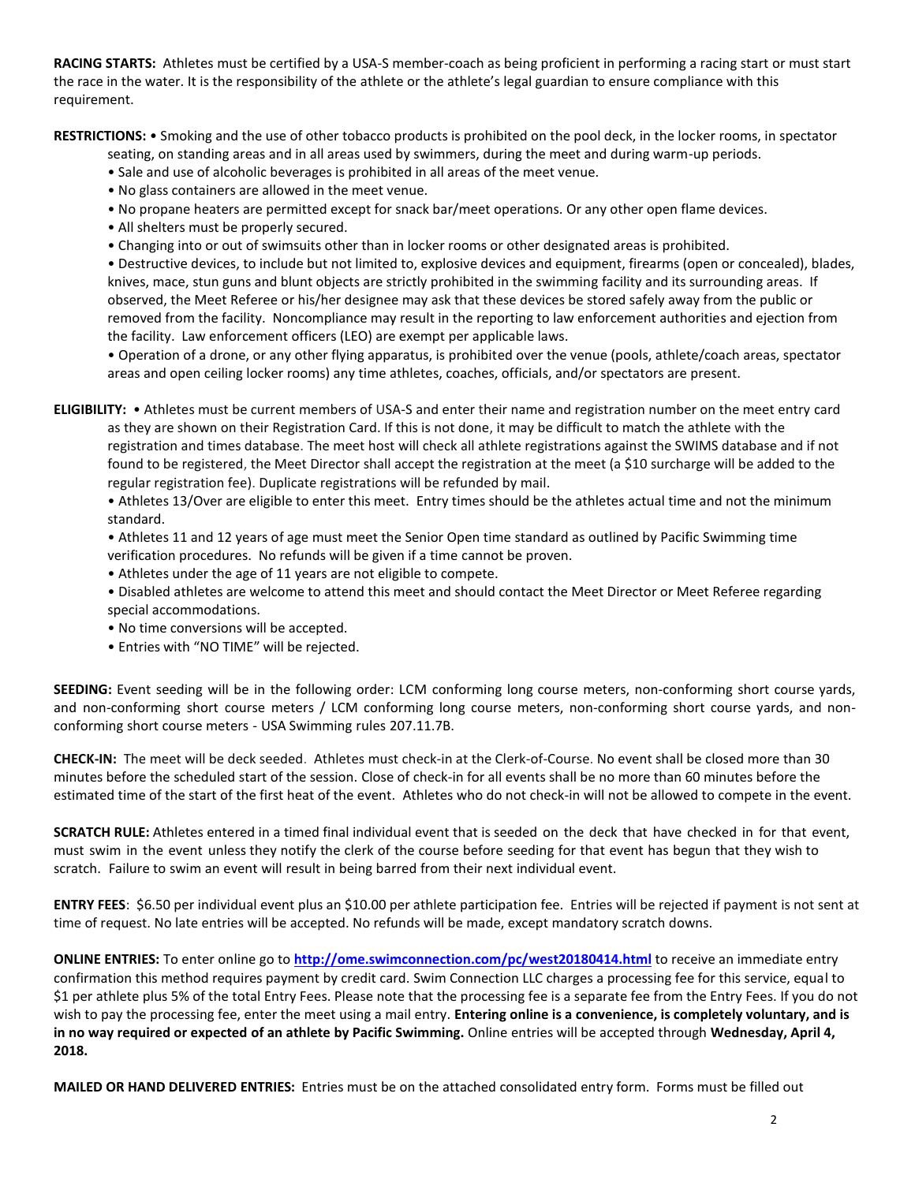**RACING STARTS:** Athletes must be certified by a USA-S member-coach as being proficient in performing a racing start or must start the race in the water. It is the responsibility of the athlete or the athlete's legal guardian to ensure compliance with this requirement.

**RESTRICTIONS:** • Smoking and the use of other tobacco products is prohibited on the pool deck, in the locker rooms, in spectator seating, on standing areas and in all areas used by swimmers, during the meet and during warm-up periods.

- Sale and use of alcoholic beverages is prohibited in all areas of the meet venue.
- No glass containers are allowed in the meet venue.
- No propane heaters are permitted except for snack bar/meet operations. Or any other open flame devices.
- All shelters must be properly secured.
- Changing into or out of swimsuits other than in locker rooms or other designated areas is prohibited.
- Destructive devices, to include but not limited to, explosive devices and equipment, firearms (open or concealed), blades, knives, mace, stun guns and blunt objects are strictly prohibited in the swimming facility and its surrounding areas. If observed, the Meet Referee or his/her designee may ask that these devices be stored safely away from the public or removed from the facility. Noncompliance may result in the reporting to law enforcement authorities and ejection from the facility. Law enforcement officers (LEO) are exempt per applicable laws.
- Operation of a drone, or any other flying apparatus, is prohibited over the venue (pools, athlete/coach areas, spectator areas and open ceiling locker rooms) any time athletes, coaches, officials, and/or spectators are present.

**ELIGIBILITY:** • Athletes must be current members of USA-S and enter their name and registration number on the meet entry card as they are shown on their Registration Card. If this is not done, it may be difficult to match the athlete with the registration and times database. The meet host will check all athlete registrations against the SWIMS database and if not found to be registered, the Meet Director shall accept the registration at the meet (a $10 surcharge will be added to the regular registration fee). Duplicate registrations will be refunded by mail.

- Athletes 13/Over are eligible to enter this meet. Entry times should be the athletes actual time and not the minimum standard.
- Athletes 11 and 12 years of age must meet the Senior Open time standard as outlined by Pacific Swimming time verification procedures. No refunds will be given if a time cannot be proven.
- Athletes under the age of 11 years are not eligible to compete.
- Disabled athletes are welcome to attend this meet and should contact the Meet Director or Meet Referee regarding special accommodations.
- No time conversions will be accepted.
- Entries with "NO TIME" will be rejected.

**SEEDING:** Event seeding will be in the following order: LCM conforming long course meters, non-conforming short course yards, and non-conforming short course meters / LCM conforming long course meters, non-conforming short course yards, and non-conforming short course meters - USA Swimming rules 207.11.7B.

**CHECK-IN:** The meet will be deck seeded. Athletes must check-in at the Clerk-of-Course. No event shall be closed more than 30 minutes before the scheduled start of the session. Close of check-in for all events shall be no more than 60 minutes before the estimated time of the start of the first heat of the event. Athletes who do not check-in will not be allowed to compete in the event.

**SCRATCH RULE:** Athletes entered in a timed final individual event that is seeded on the deck that have checked in for that event, must swim in the event unless they notify the clerk of the course before seeding for that event has begun that they wish to scratch. Failure to swim an event will result in being barred from their next individual event.

**ENTRY FEES**: $6.50 per individual event plus an $10.00 per athlete participation fee. Entries will be rejected if payment is not sent at time of request. No late entries will be accepted. No refunds will be made, except mandatory scratch downs.

**ONLINE ENTRIES:** To enter online go to **http://ome.swimconnection.com/pc/west20180414.html** to receive an immediate entry confirmation this method requires payment by credit card. Swim Connection LLC charges a processing fee for this service, equal to $1 per athlete plus 5% of the total Entry Fees. Please note that the processing fee is a separate fee from the Entry Fees. If you do not wish to pay the processing fee, enter the meet using a mail entry. **Entering online is a convenience, is completely voluntary, and is in no way required or expected of an athlete by Pacific Swimming.** Online entries will be accepted through **Wednesday, April 4, 2018.**

**MAILED OR HAND DELIVERED ENTRIES:** Entries must be on the attached consolidated entry form. Forms must be filled out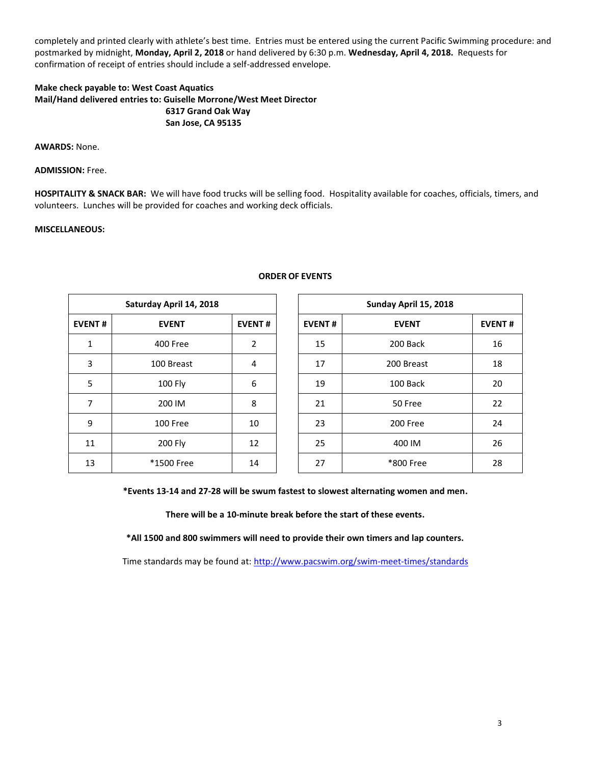completely and printed clearly with athlete's best time. Entries must be entered using the current Pacific Swimming procedure: and postmarked by midnight, **Monday, April 2, 2018** or hand delivered by 6:30 p.m. **Wednesday, April 4, 2018.** Requests for confirmation of receipt of entries should include a self-addressed envelope.

**Make check payable to: West Coast Aquatics**
**Mail/Hand delivered entries to: Guiselle Morrone/West Meet Director**
**6317 Grand Oak Way**
**San Jose, CA 95135**

**AWARDS:** None.

**ADMISSION:** Free.

**HOSPITALITY & SNACK BAR:** We will have food trucks will be selling food. Hospitality available for coaches, officials, timers, and volunteers. Lunches will be provided for coaches and working deck officials.

**MISCELLANEOUS:**

**ORDER OF EVENTS**

| Saturday April 14, 2018 | | |
|---|---|---|
| **EVENT #** | **EVENT** | **EVENT #** |
| 1 | 400 Free | 2 |
| 3 | 100 Breast | 4 |
| 5 | 100 Fly | 6 |
| 7 | 200 IM | 8 |
| 9 | 100 Free | 10 |
| 11 | 200 Fly | 12 |
| 13 | *1500 Free | 14 |

| Sunday April 15, 2018 | | |
|---|---|---|
| **EVENT #** | **EVENT** | **EVENT #** |
| 15 | 200 Back | 16 |
| 17 | 200 Breast | 18 |
| 19 | 100 Back | 20 |
| 21 | 50 Free | 22 |
| 23 | 200 Free | 24 |
| 25 | 400 IM | 26 |
| 27 | *800 Free | 28 |

**\*Events 13-14 and 27-28 will be swum fastest to slowest alternating women and men.**

**There will be a 10-minute break before the start of these events.**

**\*All 1500 and 800 swimmers will need to provide their own timers and lap counters.**

Time standards may be found at: http://www.pacswim.org/swim-meet-times/standards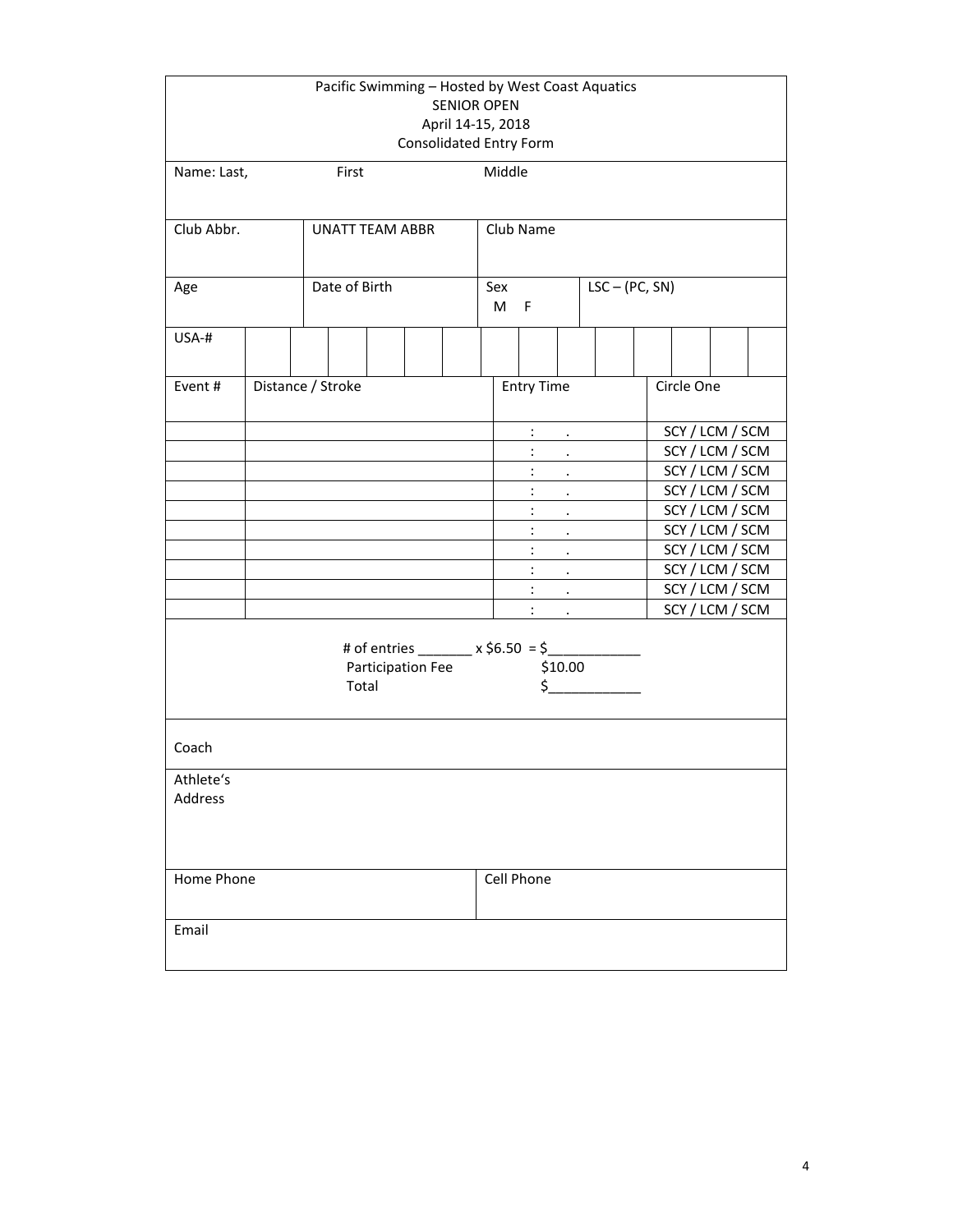Pacific Swimming – Hosted by West Coast Aquatics
SENIOR OPEN
April 14-15, 2018
Consolidated Entry Form

| Name: Last, | First | Middle |
|---|---|---|
| | | |

| Club Abbr. | UNATT TEAM ABBR | Club Name | |
|---|---|---|---|
| **Age** | **Date of Birth** | **Sex** M F | **LSC – (PC, SN)** |

| USA-# | | | | | | | | | | | | | | |
|---|---|---|---|---|---|---|---|---|---|---|---|---|---|---|
| | | | | | | | | | | | | | | |

| Event # | Distance / Stroke | Entry Time | Circle One |
|---|---|---|---|
| | | : . | SCY / LCM / SCM |
| | | : . | SCY / LCM / SCM |
| | | : . | SCY / LCM / SCM |
| | | : . | SCY / LCM / SCM |
| | | : . | SCY / LCM / SCM |
| | | : . | SCY / LCM / SCM |
| | | : . | SCY / LCM / SCM |
| | | : . | SCY / LCM / SCM |
| | | : . | SCY / LCM / SCM |
| | | : . | SCY / LCM / SCM |

# of entries _______ x $6.50 = $____________
Participation Fee $10.00
Total $____________

Coach

Athlete's Address

| Home Phone | Cell Phone |
|---|---|
| | |

Email